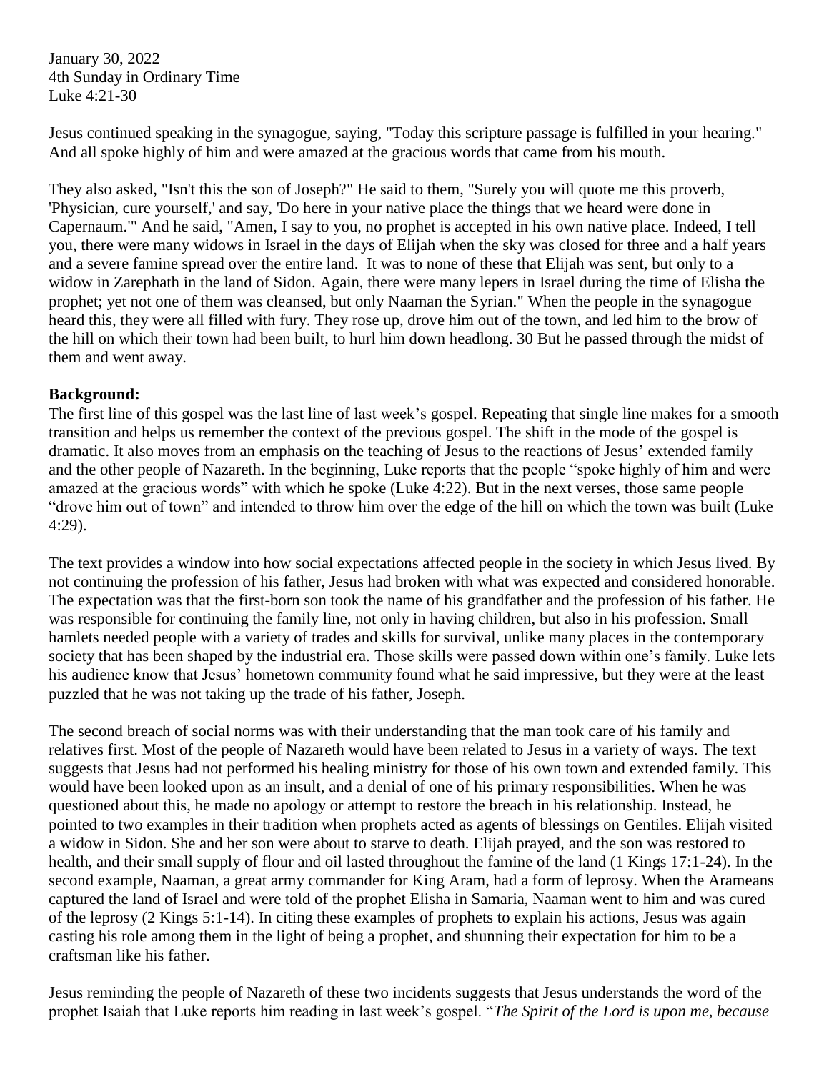January 30, 2022
4th Sunday in Ordinary Time
Luke 4:21-30

Jesus continued speaking in the synagogue, saying, "Today this scripture passage is fulfilled in your hearing." And all spoke highly of him and were amazed at the gracious words that came from his mouth.

They also asked, "Isn't this the son of Joseph?" He said to them, "Surely you will quote me this proverb, 'Physician, cure yourself,' and say, 'Do here in your native place the things that we heard were done in Capernaum.'" And he said, "Amen, I say to you, no prophet is accepted in his own native place. Indeed, I tell you, there were many widows in Israel in the days of Elijah when the sky was closed for three and a half years and a severe famine spread over the entire land. It was to none of these that Elijah was sent, but only to a widow in Zarephath in the land of Sidon. Again, there were many lepers in Israel during the time of Elisha the prophet; yet not one of them was cleansed, but only Naaman the Syrian." When the people in the synagogue heard this, they were all filled with fury. They rose up, drove him out of the town, and led him to the brow of the hill on which their town had been built, to hurl him down headlong. 30 But he passed through the midst of them and went away.

**Background:**
The first line of this gospel was the last line of last week's gospel. Repeating that single line makes for a smooth transition and helps us remember the context of the previous gospel. The shift in the mode of the gospel is dramatic. It also moves from an emphasis on the teaching of Jesus to the reactions of Jesus' extended family and the other people of Nazareth. In the beginning, Luke reports that the people "spoke highly of him and were amazed at the gracious words" with which he spoke (Luke 4:22). But in the next verses, those same people "drove him out of town" and intended to throw him over the edge of the hill on which the town was built (Luke 4:29).

The text provides a window into how social expectations affected people in the society in which Jesus lived. By not continuing the profession of his father, Jesus had broken with what was expected and considered honorable. The expectation was that the first-born son took the name of his grandfather and the profession of his father. He was responsible for continuing the family line, not only in having children, but also in his profession. Small hamlets needed people with a variety of trades and skills for survival, unlike many places in the contemporary society that has been shaped by the industrial era. Those skills were passed down within one's family. Luke lets his audience know that Jesus' hometown community found what he said impressive, but they were at the least puzzled that he was not taking up the trade of his father, Joseph.

The second breach of social norms was with their understanding that the man took care of his family and relatives first. Most of the people of Nazareth would have been related to Jesus in a variety of ways. The text suggests that Jesus had not performed his healing ministry for those of his own town and extended family. This would have been looked upon as an insult, and a denial of one of his primary responsibilities. When he was questioned about this, he made no apology or attempt to restore the breach in his relationship. Instead, he pointed to two examples in their tradition when prophets acted as agents of blessings on Gentiles. Elijah visited a widow in Sidon. She and her son were about to starve to death. Elijah prayed, and the son was restored to health, and their small supply of flour and oil lasted throughout the famine of the land (1 Kings 17:1-24). In the second example, Naaman, a great army commander for King Aram, had a form of leprosy. When the Arameans captured the land of Israel and were told of the prophet Elisha in Samaria, Naaman went to him and was cured of the leprosy (2 Kings 5:1-14). In citing these examples of prophets to explain his actions, Jesus was again casting his role among them in the light of being a prophet, and shunning their expectation for him to be a craftsman like his father.

Jesus reminding the people of Nazareth of these two incidents suggests that Jesus understands the word of the prophet Isaiah that Luke reports him reading in last week's gospel. "*The Spirit of the Lord is upon me, because*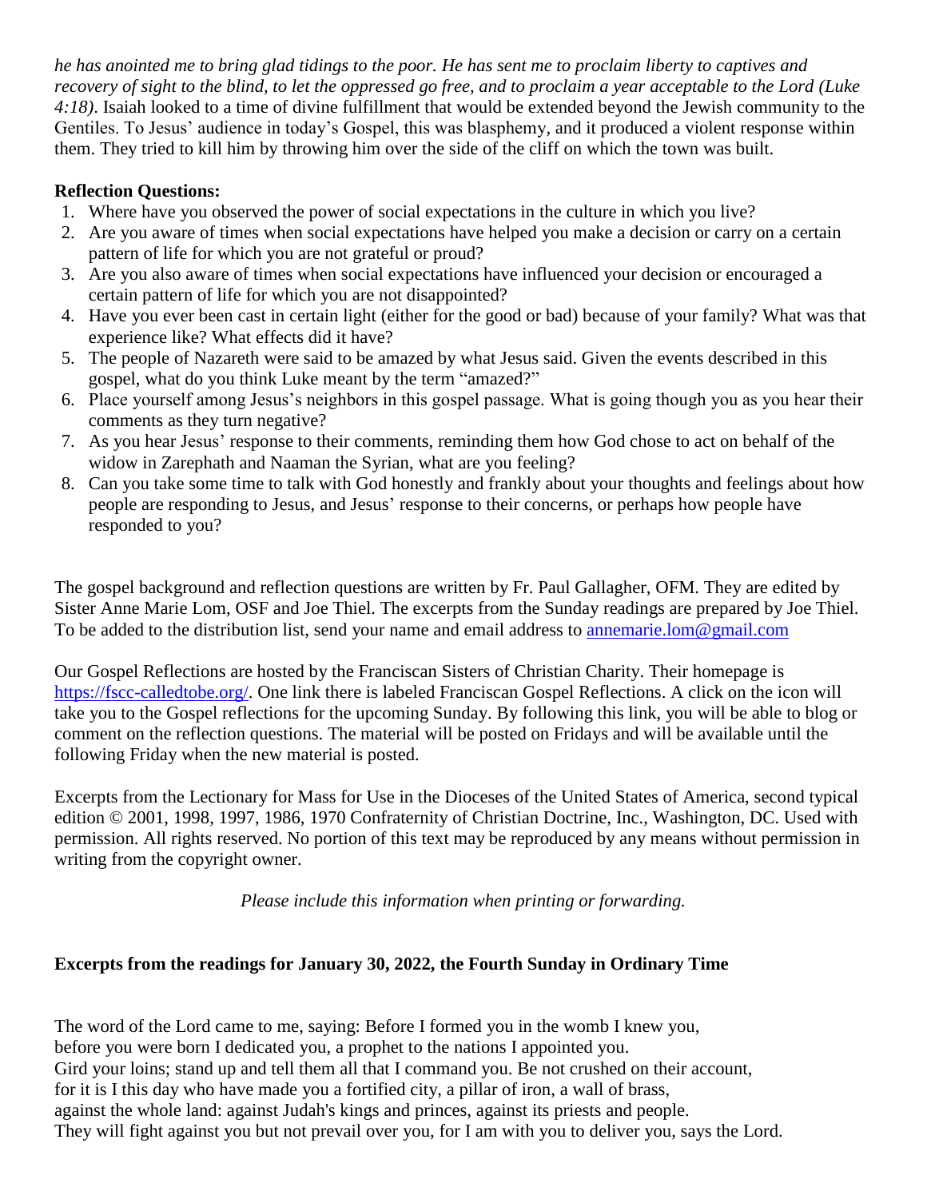*he has anointed me to bring glad tidings to the poor. He has sent me to proclaim liberty to captives and recovery of sight to the blind, to let the oppressed go free, and to proclaim a year acceptable to the Lord (Luke 4:18)*. Isaiah looked to a time of divine fulfillment that would be extended beyond the Jewish community to the Gentiles. To Jesus' audience in today's Gospel, this was blasphemy, and it produced a violent response within them. They tried to kill him by throwing him over the side of the cliff on which the town was built.

**Reflection Questions:**

1. Where have you observed the power of social expectations in the culture in which you live?
2. Are you aware of times when social expectations have helped you make a decision or carry on a certain pattern of life for which you are not grateful or proud?
3. Are you also aware of times when social expectations have influenced your decision or encouraged a certain pattern of life for which you are not disappointed?
4. Have you ever been cast in certain light (either for the good or bad) because of your family? What was that experience like? What effects did it have?
5. The people of Nazareth were said to be amazed by what Jesus said. Given the events described in this gospel, what do you think Luke meant by the term "amazed?"
6. Place yourself among Jesus's neighbors in this gospel passage. What is going though you as you hear their comments as they turn negative?
7. As you hear Jesus' response to their comments, reminding them how God chose to act on behalf of the widow in Zarephath and Naaman the Syrian, what are you feeling?
8. Can you take some time to talk with God honestly and frankly about your thoughts and feelings about how people are responding to Jesus, and Jesus' response to their concerns, or perhaps how people have responded to you?

The gospel background and reflection questions are written by Fr. Paul Gallagher, OFM. They are edited by Sister Anne Marie Lom, OSF and Joe Thiel. The excerpts from the Sunday readings are prepared by Joe Thiel. To be added to the distribution list, send your name and email address to annemarie.lom@gmail.com

Our Gospel Reflections are hosted by the Franciscan Sisters of Christian Charity. Their homepage is https://fscc-calledtobe.org/. One link there is labeled Franciscan Gospel Reflections. A click on the icon will take you to the Gospel reflections for the upcoming Sunday. By following this link, you will be able to blog or comment on the reflection questions. The material will be posted on Fridays and will be available until the following Friday when the new material is posted.

Excerpts from the Lectionary for Mass for Use in the Dioceses of the United States of America, second typical edition © 2001, 1998, 1997, 1986, 1970 Confraternity of Christian Doctrine, Inc., Washington, DC. Used with permission. All rights reserved. No portion of this text may be reproduced by any means without permission in writing from the copyright owner.

*Please include this information when printing or forwarding.*

**Excerpts from the readings for January 30, 2022, the Fourth Sunday in Ordinary Time**

The word of the Lord came to me, saying: Before I formed you in the womb I knew you,
before you were born I dedicated you, a prophet to the nations I appointed you.
Gird your loins; stand up and tell them all that I command you. Be not crushed on their account,
for it is I this day who have made you a fortified city, a pillar of iron, a wall of brass,
against the whole land: against Judah's kings and princes, against its priests and people.
They will fight against you but not prevail over you, for I am with you to deliver you, says the Lord.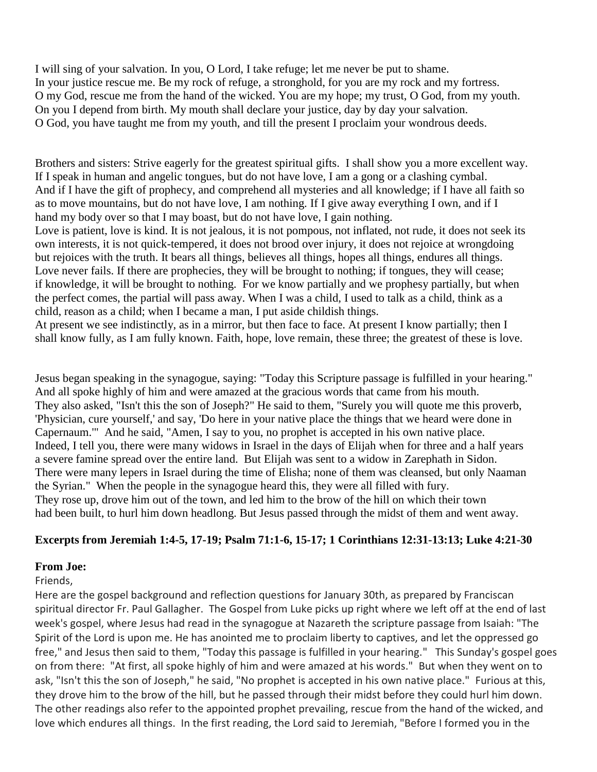I will sing of your salvation. In you, O Lord, I take refuge; let me never be put to shame.
In your justice rescue me. Be my rock of refuge, a stronghold, for you are my rock and my fortress.
O my God, rescue me from the hand of the wicked. You are my hope; my trust, O God, from my youth.
On you I depend from birth. My mouth shall declare your justice, day by day your salvation.
O God, you have taught me from my youth, and till the present I proclaim your wondrous deeds.

Brothers and sisters: Strive eagerly for the greatest spiritual gifts. I shall show you a more excellent way.
If I speak in human and angelic tongues, but do not have love, I am a gong or a clashing cymbal.
And if I have the gift of prophecy, and comprehend all mysteries and all knowledge; if I have all faith so as to move mountains, but do not have love, I am nothing. If I give away everything I own, and if I hand my body over so that I may boast, but do not have love, I gain nothing.
Love is patient, love is kind. It is not jealous, it is not pompous, not inflated, not rude, it does not seek its own interests, it is not quick-tempered, it does not brood over injury, it does not rejoice at wrongdoing but rejoices with the truth. It bears all things, believes all things, hopes all things, endures all things.
Love never fails. If there are prophecies, they will be brought to nothing; if tongues, they will cease; if knowledge, it will be brought to nothing. For we know partially and we prophesy partially, but when the perfect comes, the partial will pass away. When I was a child, I used to talk as a child, think as a child, reason as a child; when I became a man, I put aside childish things.
At present we see indistinctly, as in a mirror, but then face to face. At present I know partially; then I shall know fully, as I am fully known. Faith, hope, love remain, these three; the greatest of these is love.

Jesus began speaking in the synagogue, saying: "Today this Scripture passage is fulfilled in your hearing." And all spoke highly of him and were amazed at the gracious words that came from his mouth.
They also asked, "Isn't this the son of Joseph?" He said to them, "Surely you will quote me this proverb, 'Physician, cure yourself,' and say, 'Do here in your native place the things that we heard were done in Capernaum.'" And he said, "Amen, I say to you, no prophet is accepted in his own native place.
Indeed, I tell you, there were many widows in Israel in the days of Elijah when for three and a half years a severe famine spread over the entire land. But Elijah was sent to a widow in Zarephath in Sidon.
There were many lepers in Israel during the time of Elisha; none of them was cleansed, but only Naaman the Syrian." When the people in the synagogue heard this, they were all filled with fury.
They rose up, drove him out of the town, and led him to the brow of the hill on which their town had been built, to hurl him down headlong. But Jesus passed through the midst of them and went away.

**Excerpts from Jeremiah 1:4-5, 17-19; Psalm 71:1-6, 15-17; 1 Corinthians 12:31-13:13; Luke 4:21-30**

**From Joe:**

Friends,

Here are the gospel background and reflection questions for January 30th, as prepared by Franciscan spiritual director Fr. Paul Gallagher. The Gospel from Luke picks up right where we left off at the end of last week's gospel, where Jesus had read in the synagogue at Nazareth the scripture passage from Isaiah: "The Spirit of the Lord is upon me. He has anointed me to proclaim liberty to captives, and let the oppressed go free," and Jesus then said to them, "Today this passage is fulfilled in your hearing." This Sunday's gospel goes on from there: "At first, all spoke highly of him and were amazed at his words." But when they went on to ask, "Isn't this the son of Joseph," he said, "No prophet is accepted in his own native place." Furious at this, they drove him to the brow of the hill, but he passed through their midst before they could hurl him down. The other readings also refer to the appointed prophet prevailing, rescue from the hand of the wicked, and love which endures all things. In the first reading, the Lord said to Jeremiah, "Before I formed you in the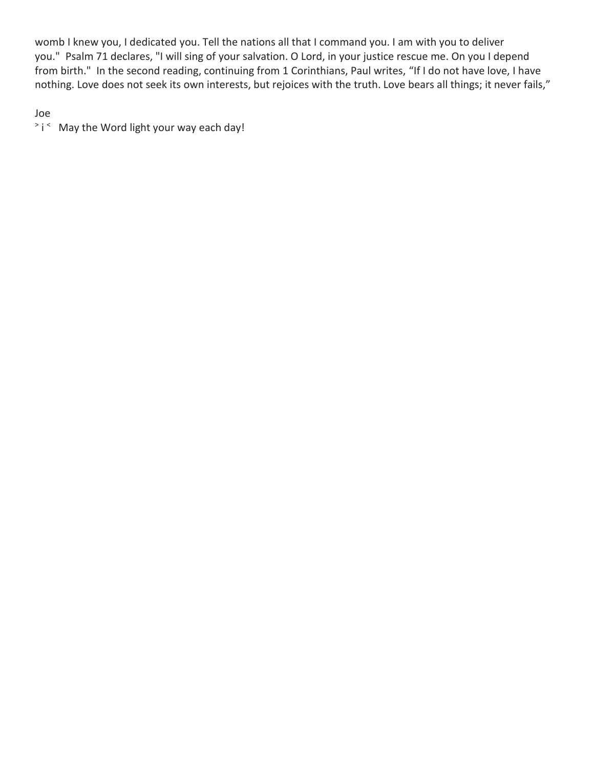womb I knew you, I dedicated you. Tell the nations all that I command you. I am with you to deliver you."  Psalm 71 declares, "I will sing of your salvation. O Lord, in your justice rescue me. On you I depend from birth."  In the second reading, continuing from 1 Corinthians, Paul writes, "If I do not have love, I have nothing. Love does not seek its own interests, but rejoices with the truth. Love bears all things; it never fails,"

Joe

> i <  May the Word light your way each day!